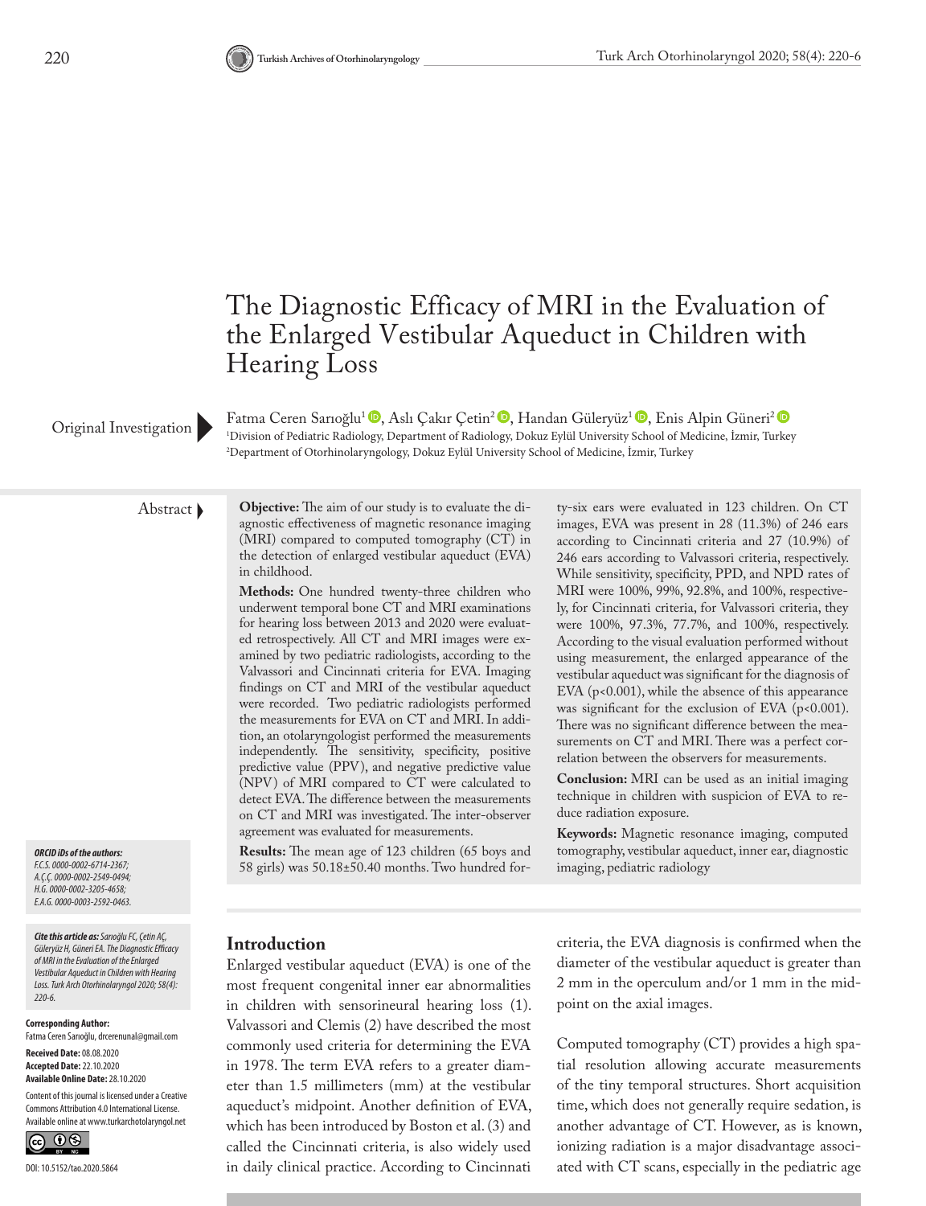# The Diagnostic Efficacy of MRI in the Evaluation of the Enlarged Vestibular Aqueduct in Children with Hearing Loss

Original Investigation

Fatma Ceren Sarıoğlu[1], Aslı Çakır Çetin[2], Handan Güleryüz[1], Enis Alpin Güneri[2]

[1]Division of Pediatric Radiology, Department of Radiology, Dokuz Eylül University School of Medicine, İzmir, Turkey
[2]Department of Otorhinolaryngology, Dokuz Eylül University School of Medicine, İzmir, Turkey

## Abstract

**Objective:** The aim of our study is to evaluate the diagnostic effectiveness of magnetic resonance imaging (MRI) compared to computed tomography (CT) in the detection of enlarged vestibular aqueduct (EVA) in childhood.

**Methods:** One hundred twenty-three children who underwent temporal bone CT and MRI examinations for hearing loss between 2013 and 2020 were evaluated retrospectively. All CT and MRI images were examined by two pediatric radiologists, according to the Valvassori and Cincinnati criteria for EVA. Imaging findings on CT and MRI of the vestibular aqueduct were recorded. Two pediatric radiologists performed the measurements for EVA on CT and MRI. In addition, an otolaryngologist performed the measurements independently. The sensitivity, specificity, positive predictive value (PPV), and negative predictive value (NPV) of MRI compared to CT were calculated to detect EVA. The difference between the measurements on CT and MRI was investigated. The inter-observer agreement was evaluated for measurements.

**Results:** The mean age of 123 children (65 boys and 58 girls) was 50.18±50.40 months. Two hundred forty-six ears were evaluated in 123 children. On CT images, EVA was present in 28 (11.3%) of 246 ears according to Cincinnati criteria and 27 (10.9%) of 246 ears according to Valvassori criteria, respectively. While sensitivity, specificity, PPD, and NPD rates of MRI were 100%, 99%, 92.8%, and 100%, respectively, for Cincinnati criteria, for Valvassori criteria, they were 100%, 97.3%, 77.7%, and 100%, respectively. According to the visual evaluation performed without using measurement, the enlarged appearance of the vestibular aqueduct was significant for the diagnosis of EVA ($p<0.001$), while the absence of this appearance was significant for the exclusion of EVA ($p<0.001$). There was no significant difference between the measurements on CT and MRI. There was a perfect correlation between the observers for measurements.

**Conclusion:** MRI can be used as an initial imaging technique in children with suspicion of EVA to reduce radiation exposure.

**Keywords:** Magnetic resonance imaging, computed tomography, vestibular aqueduct, inner ear, diagnostic imaging, pediatric radiology

***ORCID IDs of the authors:***
*F.C.S. 0000-0002-6714-2367;*
*A.Ç.Ç. 0000-0002-2549-0494;*
*H.G. 0000-0002-3205-4658;*
*E.A.G. 0000-0003-2592-0463.*

***Cite this article as:** Sarıoğlu FC, Çetin AÇ, Güleryüz H, Güneri EA. The Diagnostic Efficacy of MRI in the Evaluation of the Enlarged Vestibular Aqueduct in Children with Hearing Loss. Turk Arch Otorhinolaryngol 2020; 58(4): 220-6.*

**Corresponding Author:**
Fatma Ceren Sarıoğlu, drcerenunal@gmail.com

**Received Date:** 08.08.2020
**Accepted Date:** 22.10.2020
**Available Online Date:** 28.10.2020

Content of this journal is licensed under a Creative Commons Attribution 4.0 International License. Available online at www.turkarchotolaryngol.net

DOI: 10.5152/tao.2020.5864

## Introduction

Enlarged vestibular aqueduct (EVA) is one of the most frequent congenital inner ear abnormalities in children with sensorineural hearing loss (1). Valvassori and Clemis (2) have described the most commonly used criteria for determining the EVA in 1978. The term EVA refers to a greater diameter than 1.5 millimeters (mm) at the vestibular aqueduct's midpoint. Another definition of EVA, which has been introduced by Boston et al. (3) and called the Cincinnati criteria, is also widely used in daily clinical practice. According to Cincinnati criteria, the EVA diagnosis is confirmed when the diameter of the vestibular aqueduct is greater than 2 mm in the operculum and/or 1 mm in the midpoint on the axial images.

Computed tomography (CT) provides a high spatial resolution allowing accurate measurements of the tiny temporal structures. Short acquisition time, which does not generally require sedation, is another advantage of CT. However, as is known, ionizing radiation is a major disadvantage associated with CT scans, especially in the pediatric age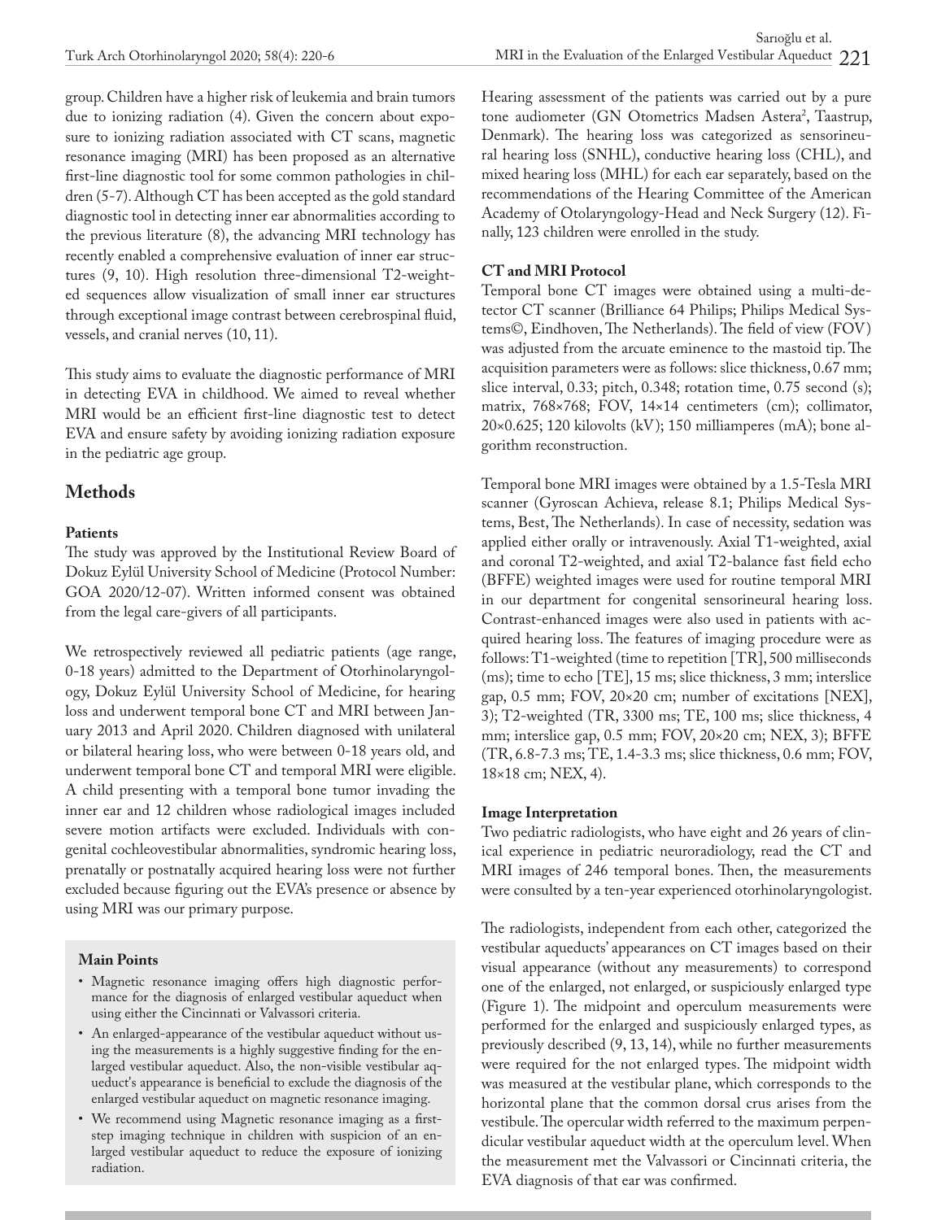group. Children have a higher risk of leukemia and brain tumors due to ionizing radiation (4). Given the concern about exposure to ionizing radiation associated with CT scans, magnetic resonance imaging (MRI) has been proposed as an alternative first-line diagnostic tool for some common pathologies in children (5-7). Although CT has been accepted as the gold standard diagnostic tool in detecting inner ear abnormalities according to the previous literature (8), the advancing MRI technology has recently enabled a comprehensive evaluation of inner ear structures (9, 10). High resolution three-dimensional T2-weighted sequences allow visualization of small inner ear structures through exceptional image contrast between cerebrospinal fluid, vessels, and cranial nerves (10, 11).

This study aims to evaluate the diagnostic performance of MRI in detecting EVA in childhood. We aimed to reveal whether MRI would be an efficient first-line diagnostic test to detect EVA and ensure safety by avoiding ionizing radiation exposure in the pediatric age group.

## Methods

### Patients

The study was approved by the Institutional Review Board of Dokuz Eylül University School of Medicine (Protocol Number: GOA 2020/12-07). Written informed consent was obtained from the legal care-givers of all participants.

We retrospectively reviewed all pediatric patients (age range, 0-18 years) admitted to the Department of Otorhinolaryngology, Dokuz Eylül University School of Medicine, for hearing loss and underwent temporal bone CT and MRI between January 2013 and April 2020. Children diagnosed with unilateral or bilateral hearing loss, who were between 0-18 years old, and underwent temporal bone CT and temporal MRI were eligible. A child presenting with a temporal bone tumor invading the inner ear and 12 children whose radiological images included severe motion artifacts were excluded. Individuals with congenital cochleovestibular abnormalities, syndromic hearing loss, prenatally or postnatally acquired hearing loss were not further excluded because figuring out the EVA's presence or absence by using MRI was our primary purpose.

**Main Points**

- Magnetic resonance imaging offers high diagnostic performance for the diagnosis of enlarged vestibular aqueduct when using either the Cincinnati or Valvassori criteria.
- An enlarged-appearance of the vestibular aqueduct without using the measurements is a highly suggestive finding for the enlarged vestibular aqueduct. Also, the non-visible vestibular aqueduct's appearance is beneficial to exclude the diagnosis of the enlarged vestibular aqueduct on magnetic resonance imaging.
- We recommend using Magnetic resonance imaging as a first-step imaging technique in children with suspicion of an enlarged vestibular aqueduct to reduce the exposure of ionizing radiation.

Hearing assessment of the patients was carried out by a pure tone audiometer (GN Otometrics Madsen Astera[2], Taastrup, Denmark). The hearing loss was categorized as sensorineural hearing loss (SNHL), conductive hearing loss (CHL), and mixed hearing loss (MHL) for each ear separately, based on the recommendations of the Hearing Committee of the American Academy of Otolaryngology-Head and Neck Surgery (12). Finally, 123 children were enrolled in the study.

### CT and MRI Protocol

Temporal bone CT images were obtained using a multi-detector CT scanner (Brilliance 64 Philips; Philips Medical Systems©, Eindhoven, The Netherlands). The field of view (FOV) was adjusted from the arcuate eminence to the mastoid tip. The acquisition parameters were as follows: slice thickness, 0.67 mm; slice interval, 0.33; pitch, 0.348; rotation time, 0.75 second (s); matrix, 768×768; FOV, 14×14 centimeters (cm); collimator, 20×0.625; 120 kilovolts (kV); 150 milliamperes (mA); bone algorithm reconstruction.

Temporal bone MRI images were obtained by a 1.5-Tesla MRI scanner (Gyroscan Achieva, release 8.1; Philips Medical Systems, Best, The Netherlands). In case of necessity, sedation was applied either orally or intravenously. Axial T1-weighted, axial and coronal T2-weighted, and axial T2-balance fast field echo (BFFE) weighted images were used for routine temporal MRI in our department for congenital sensorineural hearing loss. Contrast-enhanced images were also used in patients with acquired hearing loss. The features of imaging procedure were as follows: T1-weighted (time to repetition [TR], 500 milliseconds (ms); time to echo [TE], 15 ms; slice thickness, 3 mm; interslice gap, 0.5 mm; FOV, 20×20 cm; number of excitations [NEX], 3); T2-weighted (TR, 3300 ms; TE, 100 ms; slice thickness, 4 mm; interslice gap, 0.5 mm; FOV, 20×20 cm; NEX, 3); BFFE (TR, 6.8-7.3 ms; TE, 1.4-3.3 ms; slice thickness, 0.6 mm; FOV, 18×18 cm; NEX, 4).

### Image Interpretation

Two pediatric radiologists, who have eight and 26 years of clinical experience in pediatric neuroradiology, read the CT and MRI images of 246 temporal bones. Then, the measurements were consulted by a ten-year experienced otorhinolaryngologist.

The radiologists, independent from each other, categorized the vestibular aqueducts' appearances on CT images based on their visual appearance (without any measurements) to correspond one of the enlarged, not enlarged, or suspiciously enlarged type (Figure 1). The midpoint and operculum measurements were performed for the enlarged and suspiciously enlarged types, as previously described (9, 13, 14), while no further measurements were required for the not enlarged types. The midpoint width was measured at the vestibular plane, which corresponds to the horizontal plane that the common dorsal crus arises from the vestibule. The opercular width referred to the maximum perpendicular vestibular aqueduct width at the operculum level. When the measurement met the Valvassori or Cincinnati criteria, the EVA diagnosis of that ear was confirmed.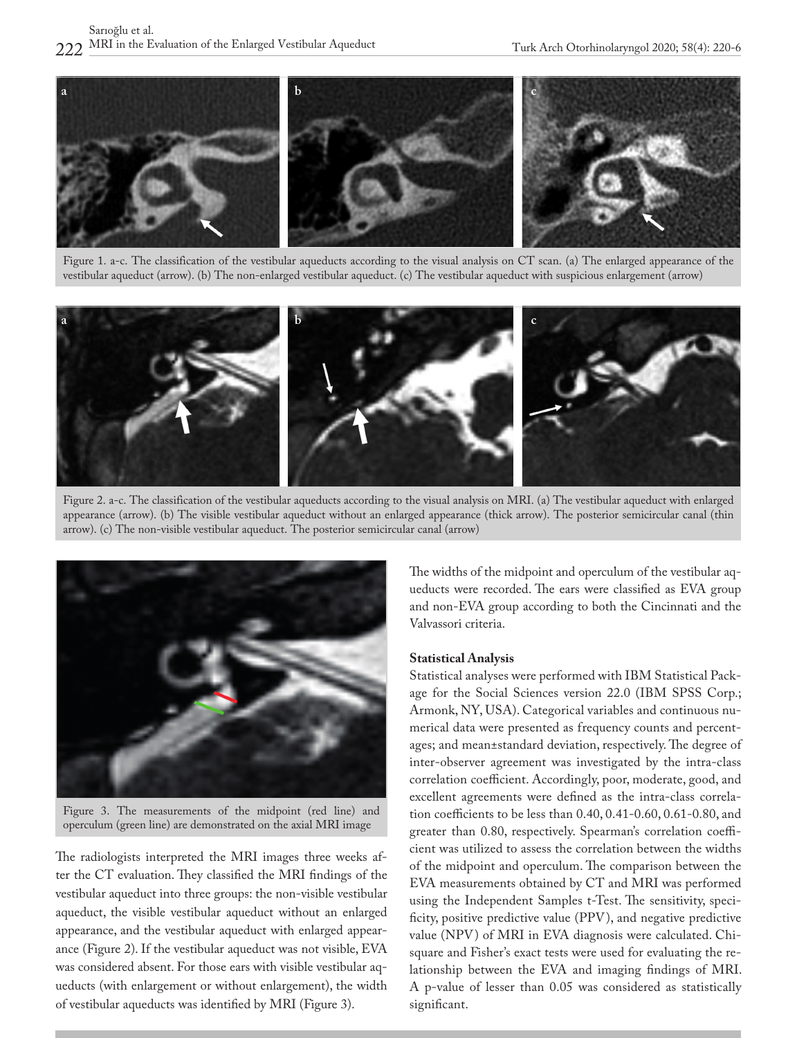Figure 1. a-c. The classification of the vestibular aqueducts according to the visual analysis on CT scan. (a) The enlarged appearance of the vestibular aqueduct (arrow). (b) The non-enlarged vestibular aqueduct. (c) The vestibular aqueduct with suspicious enlargement (arrow)

Figure 2. a-c. The classification of the vestibular aqueducts according to the visual analysis on MRI. (a) The vestibular aqueduct with enlarged appearance (arrow). (b) The visible vestibular aqueduct without an enlarged appearance (thick arrow). The posterior semicircular canal (thin arrow). (c) The non-visible vestibular aqueduct. The posterior semicircular canal (arrow)

Figure 3. The measurements of the midpoint (red line) and operculum (green line) are demonstrated on the axial MRI image

The radiologists interpreted the MRI images three weeks after the CT evaluation. They classified the MRI findings of the vestibular aqueduct into three groups: the non-visible vestibular aqueduct, the visible vestibular aqueduct without an enlarged appearance, and the vestibular aqueduct with enlarged appearance (Figure 2). If the vestibular aqueduct was not visible, EVA was considered absent. For those ears with visible vestibular aqueducts (with enlargement or without enlargement), the width of vestibular aqueducts was identified by MRI (Figure 3).

The widths of the midpoint and operculum of the vestibular aqueducts were recorded. The ears were classified as EVA group and non-EVA group according to both the Cincinnati and the Valvassori criteria.

### Statistical Analysis

Statistical analyses were performed with IBM Statistical Package for the Social Sciences version 22.0 (IBM SPSS Corp.; Armonk, NY, USA). Categorical variables and continuous numerical data were presented as frequency counts and percentages; and mean±standard deviation, respectively. The degree of inter-observer agreement was investigated by the intra-class correlation coefficient. Accordingly, poor, moderate, good, and excellent agreements were defined as the intra-class correlation coefficients to be less than 0.40, 0.41-0.60, 0.61-0.80, and greater than 0.80, respectively. Spearman's correlation coefficient was utilized to assess the correlation between the widths of the midpoint and operculum. The comparison between the EVA measurements obtained by CT and MRI was performed using the Independent Samples t-Test. The sensitivity, specificity, positive predictive value (PPV), and negative predictive value (NPV) of MRI in EVA diagnosis were calculated. Chi-square and Fisher's exact tests were used for evaluating the relationship between the EVA and imaging findings of MRI. A p-value of lesser than 0.05 was considered as statistically significant.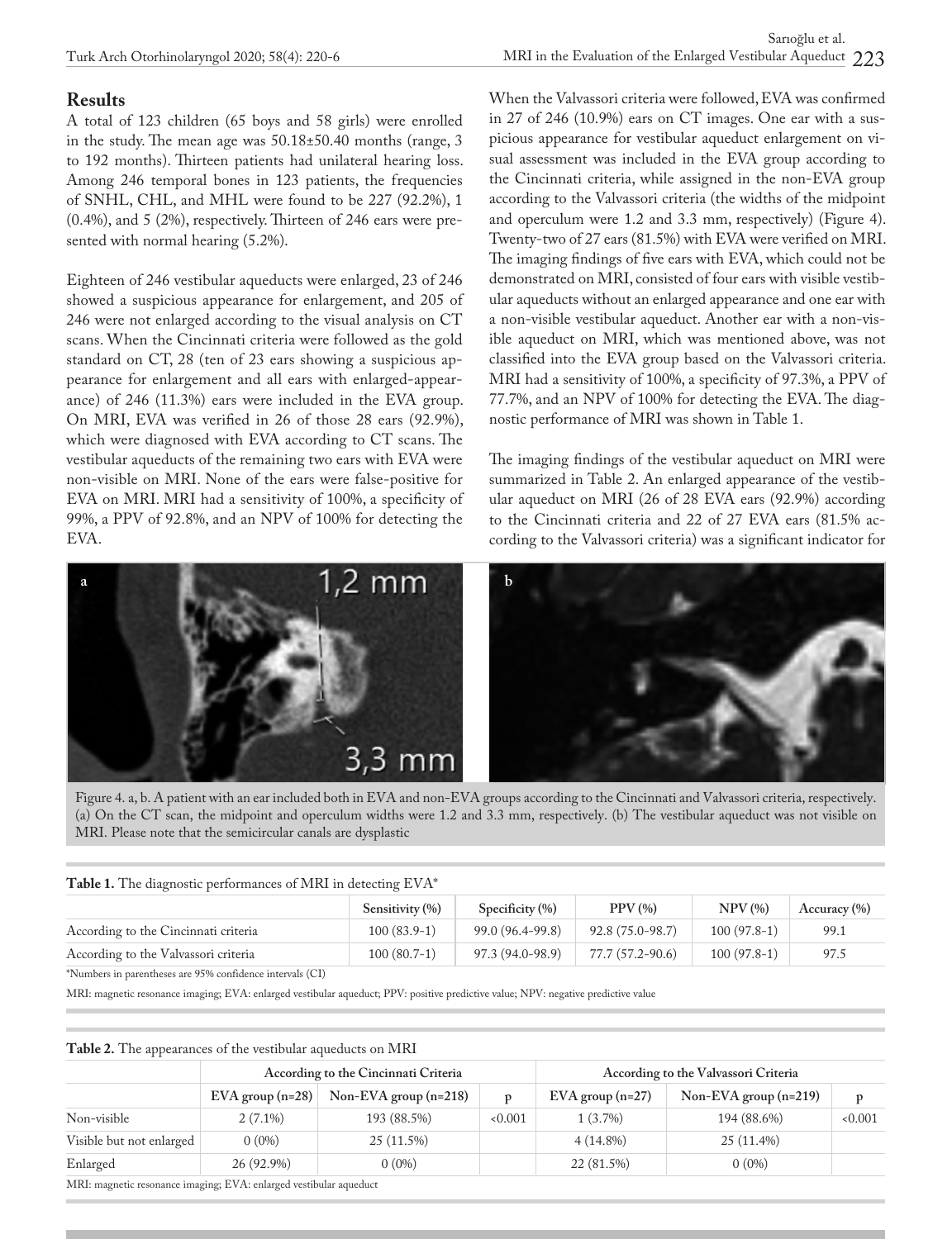## Results

A total of 123 children (65 boys and 58 girls) were enrolled in the study. The mean age was 50.18±50.40 months (range, 3 to 192 months). Thirteen patients had unilateral hearing loss. Among 246 temporal bones in 123 patients, the frequencies of SNHL, CHL, and MHL were found to be 227 (92.2%), 1 (0.4%), and 5 (2%), respectively. Thirteen of 246 ears were presented with normal hearing (5.2%).

Eighteen of 246 vestibular aqueducts were enlarged, 23 of 246 showed a suspicious appearance for enlargement, and 205 of 246 were not enlarged according to the visual analysis on CT scans. When the Cincinnati criteria were followed as the gold standard on CT, 28 (ten of 23 ears showing a suspicious appearance for enlargement and all ears with enlarged-appearance) of 246 (11.3%) ears were included in the EVA group. On MRI, EVA was verified in 26 of those 28 ears (92.9%), which were diagnosed with EVA according to CT scans. The vestibular aqueducts of the remaining two ears with EVA were non-visible on MRI. None of the ears were false-positive for EVA on MRI. MRI had a sensitivity of 100%, a specificity of 99%, a PPV of 92.8%, and an NPV of 100% for detecting the EVA.

When the Valvassori criteria were followed, EVA was confirmed in 27 of 246 (10.9%) ears on CT images. One ear with a suspicious appearance for vestibular aqueduct enlargement on visual assessment was included in the EVA group according to the Cincinnati criteria, while assigned in the non-EVA group according to the Valvassori criteria (the widths of the midpoint and operculum were 1.2 and 3.3 mm, respectively) (Figure 4). Twenty-two of 27 ears (81.5%) with EVA were verified on MRI. The imaging findings of five ears with EVA, which could not be demonstrated on MRI, consisted of four ears with visible vestibular aqueducts without an enlarged appearance and one ear with a non-visible vestibular aqueduct. Another ear with a non-visible aqueduct on MRI, which was mentioned above, was not classified into the EVA group based on the Valvassori criteria. MRI had a sensitivity of 100%, a specificity of 97.3%, a PPV of 77.7%, and an NPV of 100% for detecting the EVA. The diagnostic performance of MRI was shown in Table 1.

The imaging findings of the vestibular aqueduct on MRI were summarized in Table 2. An enlarged appearance of the vestibular aqueduct on MRI (26 of 28 EVA ears (92.9%) according to the Cincinnati criteria and 22 of 27 EVA ears (81.5% according to the Valvassori criteria) was a significant indicator for

Figure 4. a, b. A patient with an ear included both in EVA and non-EVA groups according to the Cincinnati and Valvassori criteria, respectively. (a) On the CT scan, the midpoint and operculum widths were 1.2 and 3.3 mm, respectively. (b) The vestibular aqueduct was not visible on MRI. Please note that the semicircular canals are dysplastic

**Table 1.** The diagnostic performances of MRI in detecting EVA*

| | Sensitivity (%) | Specificity (%) | PPV (%) | NPV (%) | Accuracy (%) |
|---|---|---|---|---|---|
| According to the Cincinnati criteria | 100 (83.9-1) | 99.0 (96.4-99.8) | 92.8 (75.0-98.7) | 100 (97.8-1) | 99.1 |
| According to the Valvassori criteria | 100 (80.7-1) | 97.3 (94.0-98.9) | 77.7 (57.2-90.6) | 100 (97.8-1) | 97.5 |

*Numbers in parentheses are 95% confidence intervals (CI)

MRI: magnetic resonance imaging; EVA: enlarged vestibular aqueduct; PPV: positive predictive value; NPV: negative predictive value

**Table 2.** The appearances of the vestibular aqueducts on MRI

| | According to the Cincinnati Criteria | | | According to the Valvassori Criteria | | |
|---|---|---|---|---|---|---|
| | EVA group (n=28) | Non-EVA group (n=218) | p | EVA group (n=27) | Non-EVA group (n=219) | p |
| Non-visible | 2 (7.1%) | 193 (88.5%) | <0.001 | 1 (3.7%) | 194 (88.6%) | <0.001 |
| Visible but not enlarged | 0 (0%) | 25 (11.5%) | | 4 (14.8%) | 25 (11.4%) | |
| Enlarged | 26 (92.9%) | 0 (0%) | | 22 (81.5%) | 0 (0%) | |

MRI: magnetic resonance imaging; EVA: enlarged vestibular aqueduct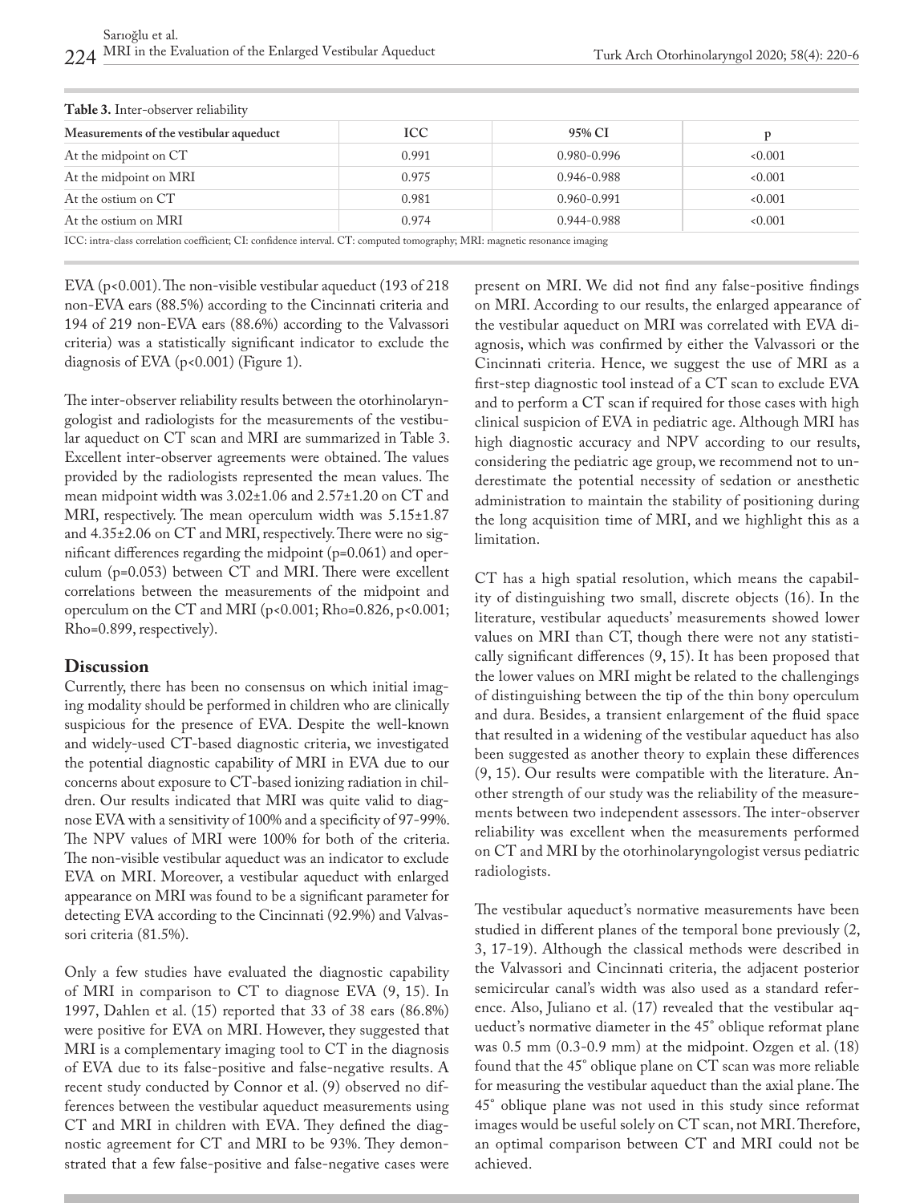**Table 3.** Inter-observer reliability

| Measurements of the vestibular aqueduct | ICC | 95% CI | p |
|---|---|---|---|
| At the midpoint on CT | 0.991 | 0.980-0.996 | <0.001 |
| At the midpoint on MRI | 0.975 | 0.946-0.988 | <0.001 |
| At the ostium on CT | 0.981 | 0.960-0.991 | <0.001 |
| At the ostium on MRI | 0.974 | 0.944-0.988 | <0.001 |

ICC: intra-class correlation coefficient; CI: confidence interval. CT: computed tomography; MRI: magnetic resonance imaging

EVA ($p<0.001$). The non-visible vestibular aqueduct (193 of 218 non-EVA ears (88.5%) according to the Cincinnati criteria and 194 of 219 non-EVA ears (88.6%) according to the Valvassori criteria) was a statistically significant indicator to exclude the diagnosis of EVA ($p<0.001$) (Figure 1).

The inter-observer reliability results between the otorhinolaryngologist and radiologists for the measurements of the vestibular aqueduct on CT scan and MRI are summarized in Table 3. Excellent inter-observer agreements were obtained. The values provided by the radiologists represented the mean values. The mean midpoint width was 3.02±1.06 and 2.57±1.20 on CT and MRI, respectively. The mean operculum width was 5.15±1.87 and 4.35±2.06 on CT and MRI, respectively. There were no significant differences regarding the midpoint ($p=0.061$) and operculum ($p=0.053$) between CT and MRI. There were excellent correlations between the measurements of the midpoint and operculum on the CT and MRI ($p<0.001$; Rho=0.826, $p<0.001$; Rho=0.899, respectively).

## Discussion

Currently, there has been no consensus on which initial imaging modality should be performed in children who are clinically suspicious for the presence of EVA. Despite the well-known and widely-used CT-based diagnostic criteria, we investigated the potential diagnostic capability of MRI in EVA due to our concerns about exposure to CT-based ionizing radiation in children. Our results indicated that MRI was quite valid to diagnose EVA with a sensitivity of 100% and a specificity of 97-99%. The NPV values of MRI were 100% for both of the criteria. The non-visible vestibular aqueduct was an indicator to exclude EVA on MRI. Moreover, a vestibular aqueduct with enlarged appearance on MRI was found to be a significant parameter for detecting EVA according to the Cincinnati (92.9%) and Valvassori criteria (81.5%).

Only a few studies have evaluated the diagnostic capability of MRI in comparison to CT to diagnose EVA (9, 15). In 1997, Dahlen et al. (15) reported that 33 of 38 ears (86.8%) were positive for EVA on MRI. However, they suggested that MRI is a complementary imaging tool to CT in the diagnosis of EVA due to its false-positive and false-negative results. A recent study conducted by Connor et al. (9) observed no differences between the vestibular aqueduct measurements using CT and MRI in children with EVA. They defined the diagnostic agreement for CT and MRI to be 93%. They demonstrated that a few false-positive and false-negative cases were present on MRI. We did not find any false-positive findings on MRI. According to our results, the enlarged appearance of the vestibular aqueduct on MRI was correlated with EVA diagnosis, which was confirmed by either the Valvassori or the Cincinnati criteria. Hence, we suggest the use of MRI as a first-step diagnostic tool instead of a CT scan to exclude EVA and to perform a CT scan if required for those cases with high clinical suspicion of EVA in pediatric age. Although MRI has high diagnostic accuracy and NPV according to our results, considering the pediatric age group, we recommend not to underestimate the potential necessity of sedation or anesthetic administration to maintain the stability of positioning during the long acquisition time of MRI, and we highlight this as a limitation.

CT has a high spatial resolution, which means the capability of distinguishing two small, discrete objects (16). In the literature, vestibular aqueducts' measurements showed lower values on MRI than CT, though there were not any statistically significant differences (9, 15). It has been proposed that the lower values on MRI might be related to the challengings of distinguishing between the tip of the thin bony operculum and dura. Besides, a transient enlargement of the fluid space that resulted in a widening of the vestibular aqueduct has also been suggested as another theory to explain these differences (9, 15). Our results were compatible with the literature. Another strength of our study was the reliability of the measurements between two independent assessors. The inter-observer reliability was excellent when the measurements performed on CT and MRI by the otorhinolaryngologist versus pediatric radiologists.

The vestibular aqueduct's normative measurements have been studied in different planes of the temporal bone previously (2, 3, 17-19). Although the classical methods were described in the Valvassori and Cincinnati criteria, the adjacent posterior semicircular canal's width was also used as a standard reference. Also, Juliano et al. (17) revealed that the vestibular aqueduct's normative diameter in the 45° oblique reformat plane was 0.5 mm (0.3-0.9 mm) at the midpoint. Ozgen et al. (18) found that the 45° oblique plane on CT scan was more reliable for measuring the vestibular aqueduct than the axial plane. The 45° oblique plane was not used in this study since reformat images would be useful solely on CT scan, not MRI. Therefore, an optimal comparison between CT and MRI could not be achieved.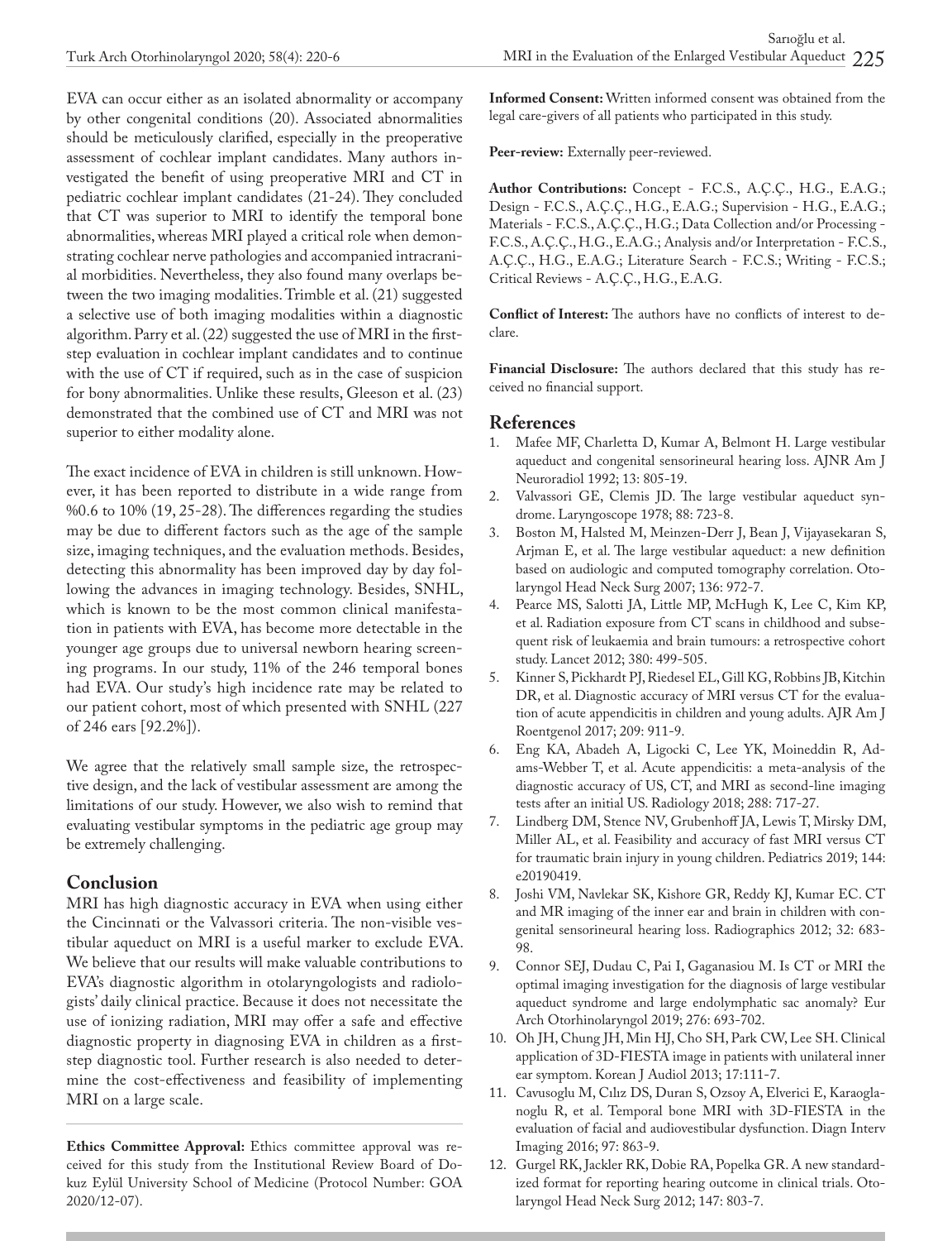EVA can occur either as an isolated abnormality or accompany by other congenital conditions (20). Associated abnormalities should be meticulously clarified, especially in the preoperative assessment of cochlear implant candidates. Many authors investigated the benefit of using preoperative MRI and CT in pediatric cochlear implant candidates (21-24). They concluded that CT was superior to MRI to identify the temporal bone abnormalities, whereas MRI played a critical role when demonstrating cochlear nerve pathologies and accompanied intracranial morbidities. Nevertheless, they also found many overlaps between the two imaging modalities. Trimble et al. (21) suggested a selective use of both imaging modalities within a diagnostic algorithm. Parry et al. (22) suggested the use of MRI in the first-step evaluation in cochlear implant candidates and to continue with the use of CT if required, such as in the case of suspicion for bony abnormalities. Unlike these results, Gleeson et al. (23) demonstrated that the combined use of CT and MRI was not superior to either modality alone.

The exact incidence of EVA in children is still unknown. However, it has been reported to distribute in a wide range from %0.6 to 10% (19, 25-28). The differences regarding the studies may be due to different factors such as the age of the sample size, imaging techniques, and the evaluation methods. Besides, detecting this abnormality has been improved day by day following the advances in imaging technology. Besides, SNHL, which is known to be the most common clinical manifestation in patients with EVA, has become more detectable in the younger age groups due to universal newborn hearing screening programs. In our study, 11% of the 246 temporal bones had EVA. Our study's high incidence rate may be related to our patient cohort, most of which presented with SNHL (227 of 246 ears [92.2%]).

We agree that the relatively small sample size, the retrospective design, and the lack of vestibular assessment are among the limitations of our study. However, we also wish to remind that evaluating vestibular symptoms in the pediatric age group may be extremely challenging.

## Conclusion

MRI has high diagnostic accuracy in EVA when using either the Cincinnati or the Valvassori criteria. The non-visible vestibular aqueduct on MRI is a useful marker to exclude EVA. We believe that our results will make valuable contributions to EVA's diagnostic algorithm in otolaryngologists and radiologists' daily clinical practice. Because it does not necessitate the use of ionizing radiation, MRI may offer a safe and effective diagnostic property in diagnosing EVA in children as a first-step diagnostic tool. Further research is also needed to determine the cost-effectiveness and feasibility of implementing MRI on a large scale.

**Ethics Committee Approval:** Ethics committee approval was received for this study from the Institutional Review Board of Dokuz Eylül University School of Medicine (Protocol Number: GOA 2020/12-07).

**Informed Consent:** Written informed consent was obtained from the legal care-givers of all patients who participated in this study.

**Peer-review:** Externally peer-reviewed.

**Author Contributions:** Concept - F.C.S., A.Ç.Ç., H.G., E.A.G.; Design - F.C.S., A.Ç.Ç., H.G., E.A.G.; Supervision - H.G., E.A.G.; Materials - F.C.S., A.Ç.Ç., H.G.; Data Collection and/or Processing - F.C.S., A.Ç.Ç., H.G., E.A.G.; Analysis and/or Interpretation - F.C.S., A.Ç.Ç., H.G., E.A.G.; Literature Search - F.C.S.; Writing - F.C.S.; Critical Reviews - A.Ç.Ç., H.G., E.A.G.

**Conflict of Interest:** The authors have no conflicts of interest to declare.

**Financial Disclosure:** The authors declared that this study has received no financial support.

## References

1. Mafee MF, Charletta D, Kumar A, Belmont H. Large vestibular aqueduct and congenital sensorineural hearing loss. AJNR Am J Neuroradiol 1992; 13: 805-19.
2. Valvassori GE, Clemis JD. The large vestibular aqueduct syndrome. Laryngoscope 1978; 88: 723-8.
3. Boston M, Halsted M, Meinzen-Derr J, Bean J, Vijayasekaran S, Arjman E, et al. The large vestibular aqueduct: a new definition based on audiologic and computed tomography correlation. Otolaryngol Head Neck Surg 2007; 136: 972-7.
4. Pearce MS, Salotti JA, Little MP, McHugh K, Lee C, Kim KP, et al. Radiation exposure from CT scans in childhood and subsequent risk of leukaemia and brain tumours: a retrospective cohort study. Lancet 2012; 380: 499-505.
5. Kinner S, Pickhardt PJ, Riedesel EL, Gill KG, Robbins JB, Kitchin DR, et al. Diagnostic accuracy of MRI versus CT for the evaluation of acute appendicitis in children and young adults. AJR Am J Roentgenol 2017; 209: 911-9.
6. Eng KA, Abadeh A, Ligocki C, Lee YK, Moineddin R, Adams-Webber T, et al. Acute appendicitis: a meta-analysis of the diagnostic accuracy of US, CT, and MRI as second-line imaging tests after an initial US. Radiology 2018; 288: 717-27.
7. Lindberg DM, Stence NV, Grubenhoff JA, Lewis T, Mirsky DM, Miller AL, et al. Feasibility and accuracy of fast MRI versus CT for traumatic brain injury in young children. Pediatrics 2019; 144: e20190419.
8. Joshi VM, Navlekar SK, Kishore GR, Reddy KJ, Kumar EC. CT and MR imaging of the inner ear and brain in children with congenital sensorineural hearing loss. Radiographics 2012; 32: 683-98.
9. Connor SEJ, Dudau C, Pai I, Gaganasiou M. Is CT or MRI the optimal imaging investigation for the diagnosis of large vestibular aqueduct syndrome and large endolymphatic sac anomaly? Eur Arch Otorhinolaryngol 2019; 276: 693-702.
10. Oh JH, Chung JH, Min HJ, Cho SH, Park CW, Lee SH. Clinical application of 3D-FIESTA image in patients with unilateral inner ear symptom. Korean J Audiol 2013; 17:111-7.
11. Cavusoglu M, Cılız DS, Duran S, Ozsoy A, Elverici E, Karaoglanoglu R, et al. Temporal bone MRI with 3D-FIESTA in the evaluation of facial and audiovestibular dysfunction. Diagn Interv Imaging 2016; 97: 863-9.
12. Gurgel RK, Jackler RK, Dobie RA, Popelka GR. A new standardized format for reporting hearing outcome in clinical trials. Otolaryngol Head Neck Surg 2012; 147: 803-7.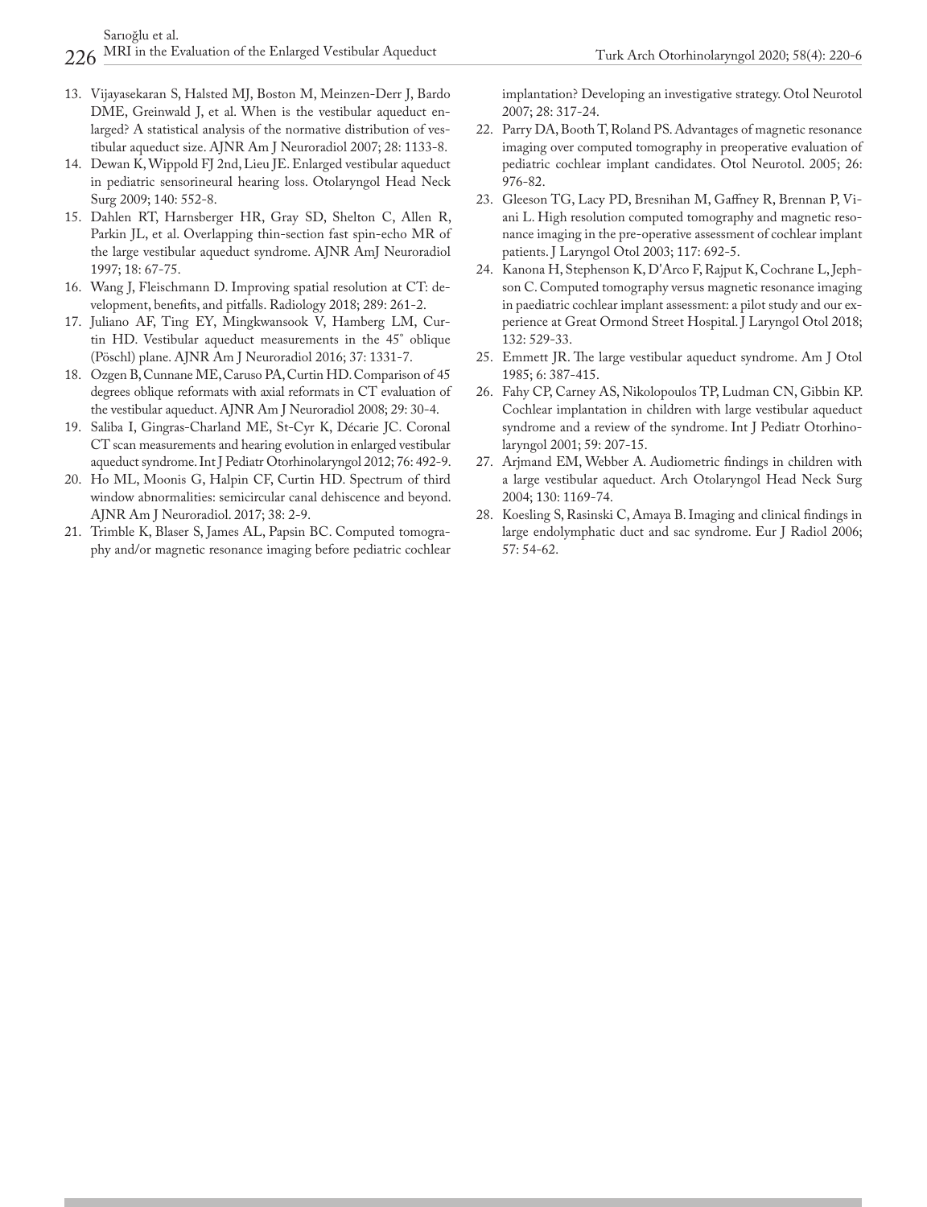13. Vijayasekaran S, Halsted MJ, Boston M, Meinzen-Derr J, Bardo DME, Greinwald J, et al. When is the vestibular aqueduct enlarged? A statistical analysis of the normative distribution of vestibular aqueduct size. AJNR Am J Neuroradiol 2007; 28: 1133-8.
14. Dewan K, Wippold FJ 2nd, Lieu JE. Enlarged vestibular aqueduct in pediatric sensorineural hearing loss. Otolaryngol Head Neck Surg 2009; 140: 552-8.
15. Dahlen RT, Harnsberger HR, Gray SD, Shelton C, Allen R, Parkin JL, et al. Overlapping thin-section fast spin-echo MR of the large vestibular aqueduct syndrome. AJNR AmJ Neuroradiol 1997; 18: 67-75.
16. Wang J, Fleischmann D. Improving spatial resolution at CT: development, benefits, and pitfalls. Radiology 2018; 289: 261-2.
17. Juliano AF, Ting EY, Mingkwansook V, Hamberg LM, Curtin HD. Vestibular aqueduct measurements in the 45° oblique (Pöschl) plane. AJNR Am J Neuroradiol 2016; 37: 1331-7.
18. Ozgen B, Cunnane ME, Caruso PA, Curtin HD. Comparison of 45 degrees oblique reformats with axial reformats in CT evaluation of the vestibular aqueduct. AJNR Am J Neuroradiol 2008; 29: 30-4.
19. Saliba I, Gingras-Charland ME, St-Cyr K, Décarie JC. Coronal CT scan measurements and hearing evolution in enlarged vestibular aqueduct syndrome. Int J Pediatr Otorhinolaryngol 2012; 76: 492-9.
20. Ho ML, Moonis G, Halpin CF, Curtin HD. Spectrum of third window abnormalities: semicircular canal dehiscence and beyond. AJNR Am J Neuroradiol. 2017; 38: 2-9.
21. Trimble K, Blaser S, James AL, Papsin BC. Computed tomography and/or magnetic resonance imaging before pediatric cochlear implantation? Developing an investigative strategy. Otol Neurotol 2007; 28: 317-24.
22. Parry DA, Booth T, Roland PS. Advantages of magnetic resonance imaging over computed tomography in preoperative evaluation of pediatric cochlear implant candidates. Otol Neurotol. 2005; 26: 976-82.
23. Gleeson TG, Lacy PD, Bresnihan M, Gaffney R, Brennan P, Viani L. High resolution computed tomography and magnetic resonance imaging in the pre-operative assessment of cochlear implant patients. J Laryngol Otol 2003; 117: 692-5.
24. Kanona H, Stephenson K, D'Arco F, Rajput K, Cochrane L, Jephson C. Computed tomography versus magnetic resonance imaging in paediatric cochlear implant assessment: a pilot study and our experience at Great Ormond Street Hospital. J Laryngol Otol 2018; 132: 529-33.
25. Emmett JR. The large vestibular aqueduct syndrome. Am J Otol 1985; 6: 387-415.
26. Fahy CP, Carney AS, Nikolopoulos TP, Ludman CN, Gibbin KP. Cochlear implantation in children with large vestibular aqueduct syndrome and a review of the syndrome. Int J Pediatr Otorhinolaryngol 2001; 59: 207-15.
27. Arjmand EM, Webber A. Audiometric findings in children with a large vestibular aqueduct. Arch Otolaryngol Head Neck Surg 2004; 130: 1169-74.
28. Koesling S, Rasinski C, Amaya B. Imaging and clinical findings in large endolymphatic duct and sac syndrome. Eur J Radiol 2006; 57: 54-62.